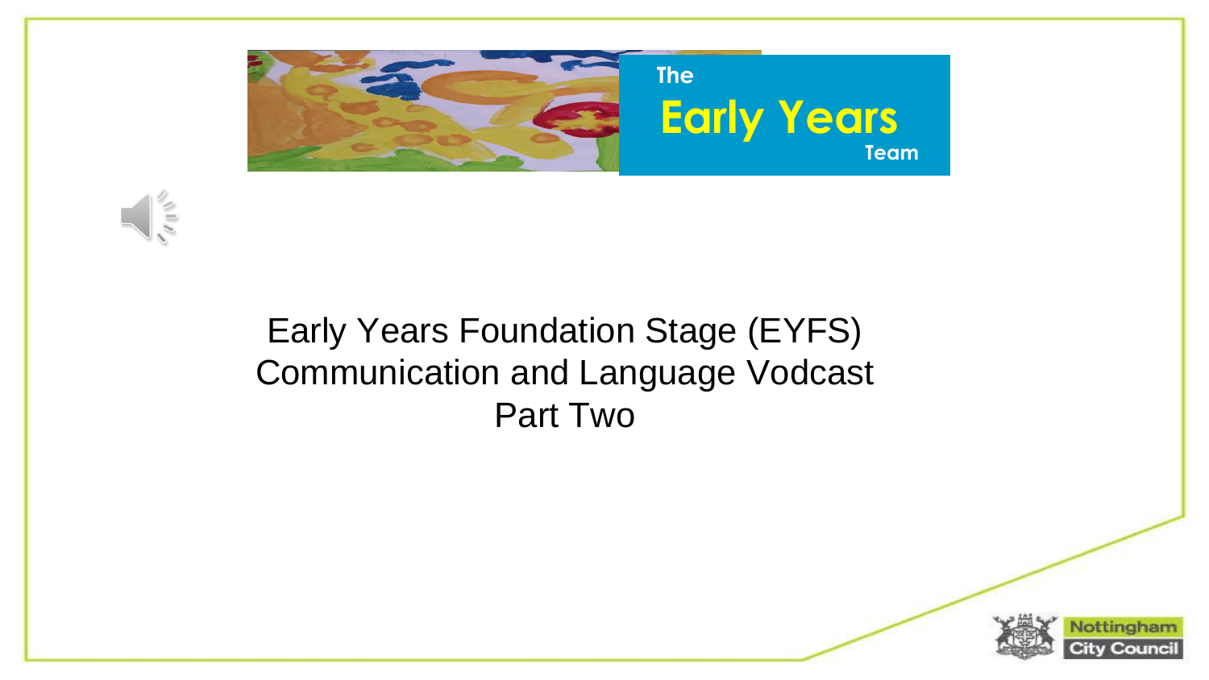The **Early Years** Team

# Early Years Foundation Stage (EYFS) Communication and Language Vodcast Part Two

Nottingham City Council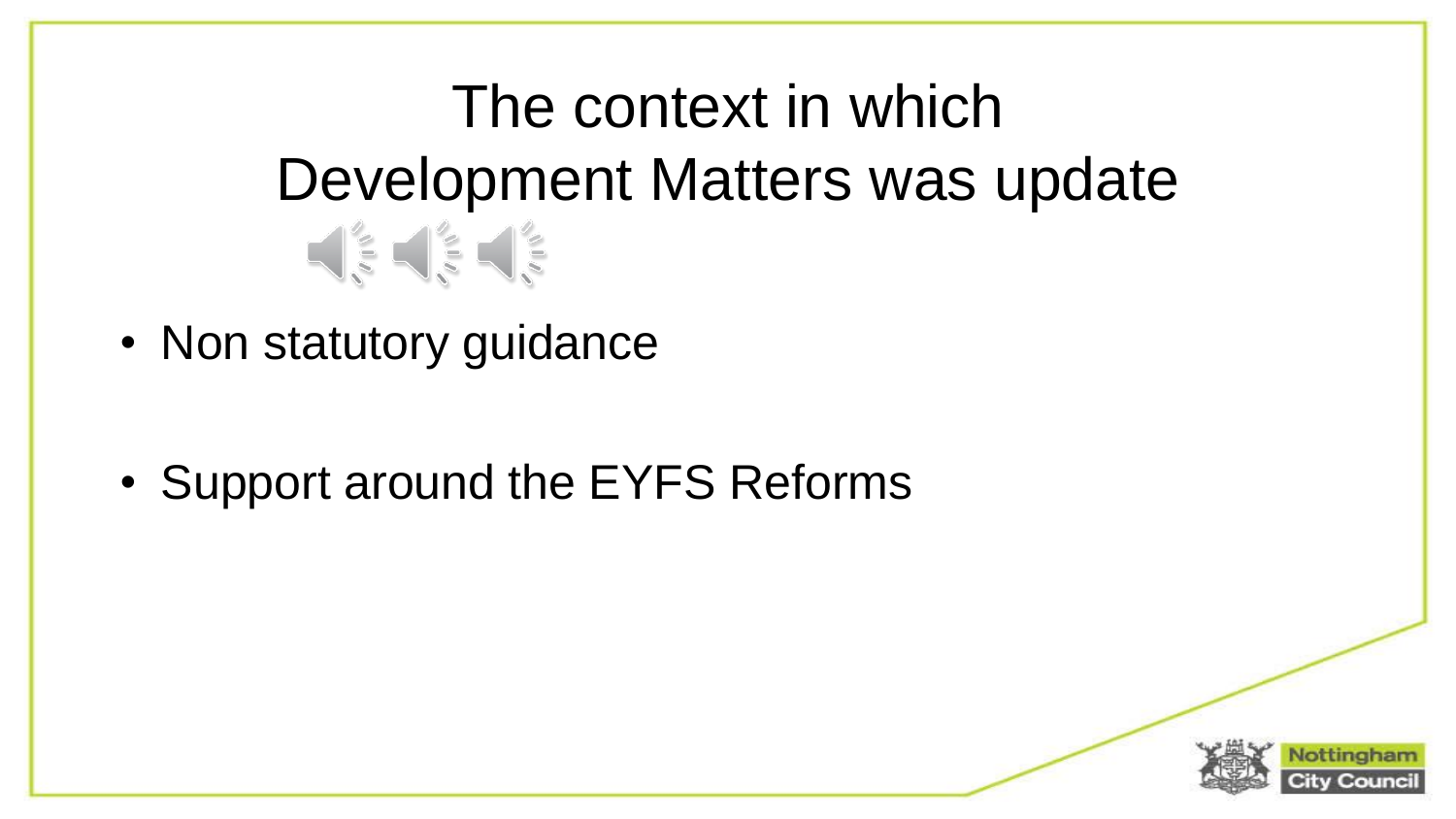# The context in which Development Matters was update

- Non statutory guidance
- Support around the EYFS Reforms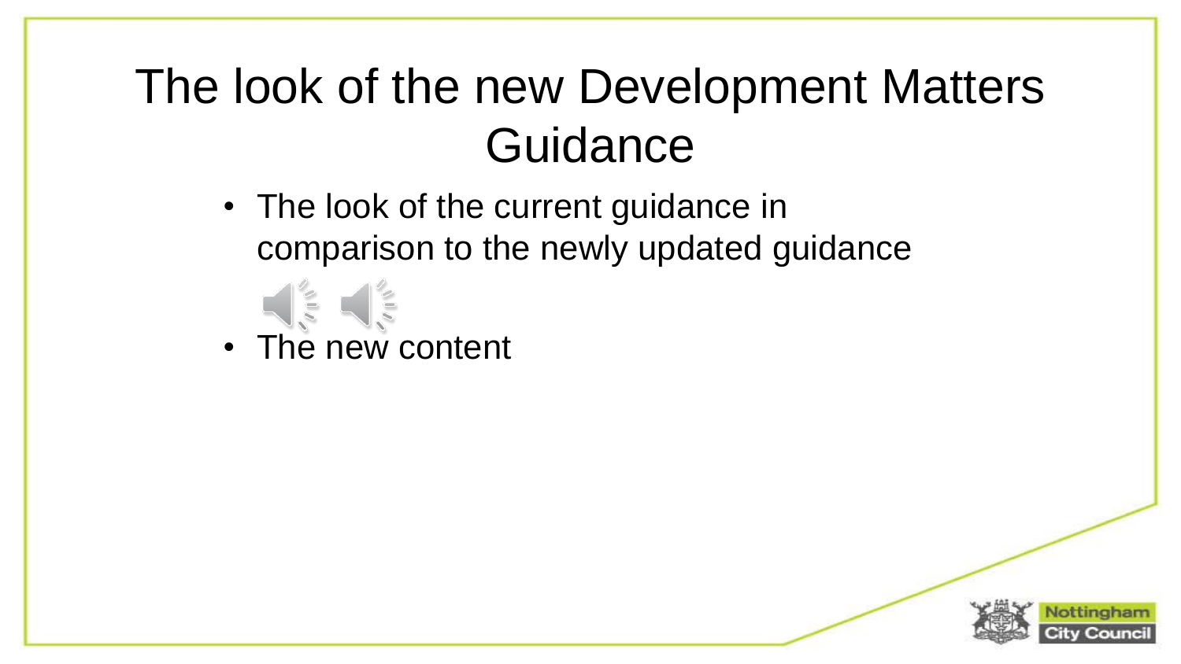# The look of the new Development Matters Guidance

- The look of the current guidance in comparison to the newly updated guidance
- The new content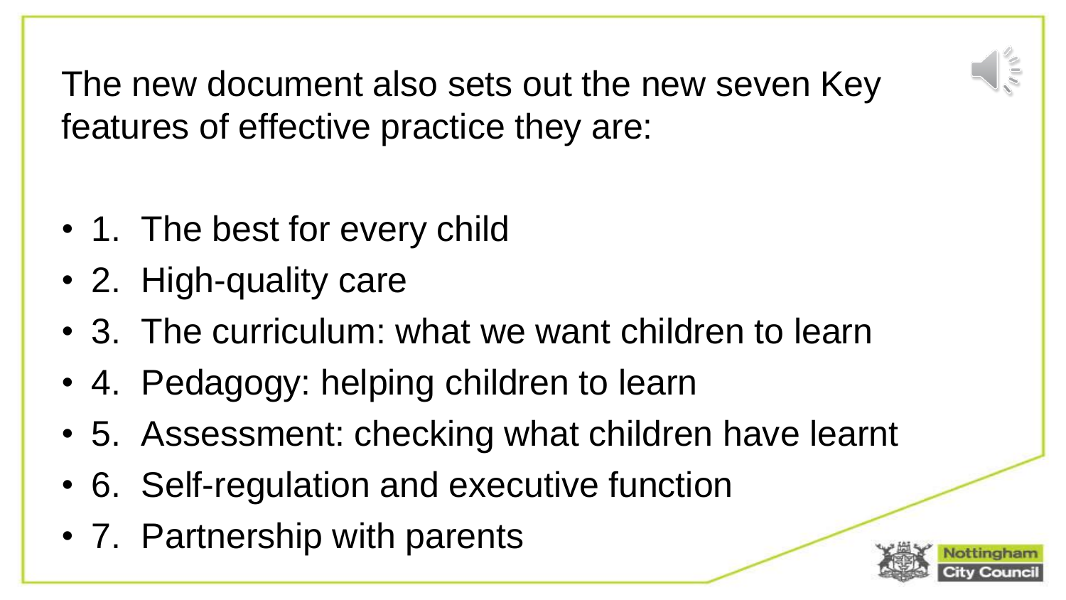The new document also sets out the new seven Key features of effective practice they are:

- 1. The best for every child
- 2. High-quality care
- 3. The curriculum: what we want children to learn
- 4. Pedagogy: helping children to learn
- 5. Assessment: checking what children have learnt
- 6. Self-regulation and executive function
- 7. Partnership with parents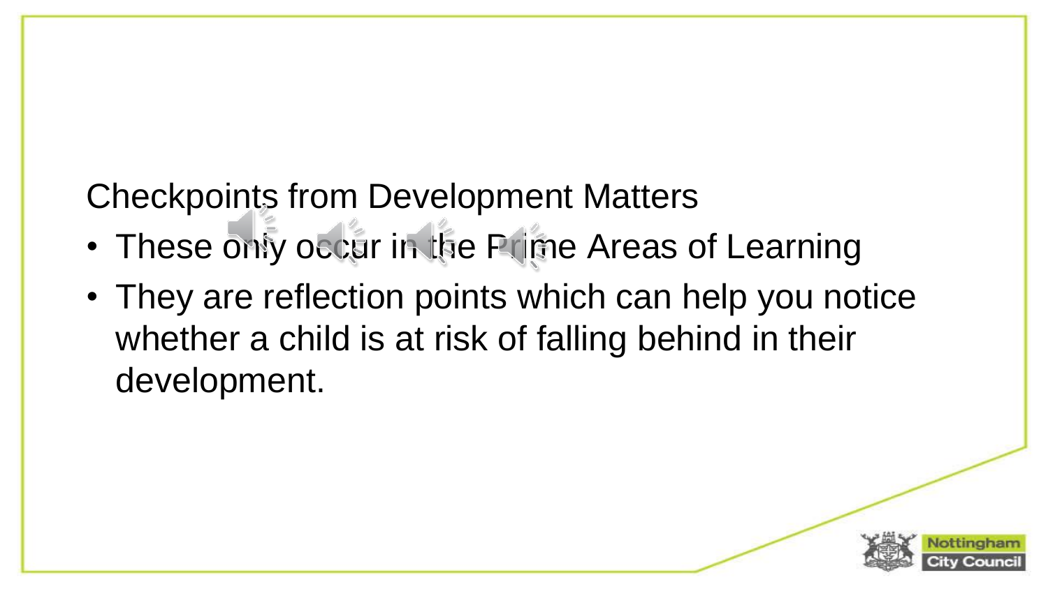Checkpoints from Development Matters

- These only occur in the Prime Areas of Learning
- They are reflection points which can help you notice whether a child is at risk of falling behind in their development.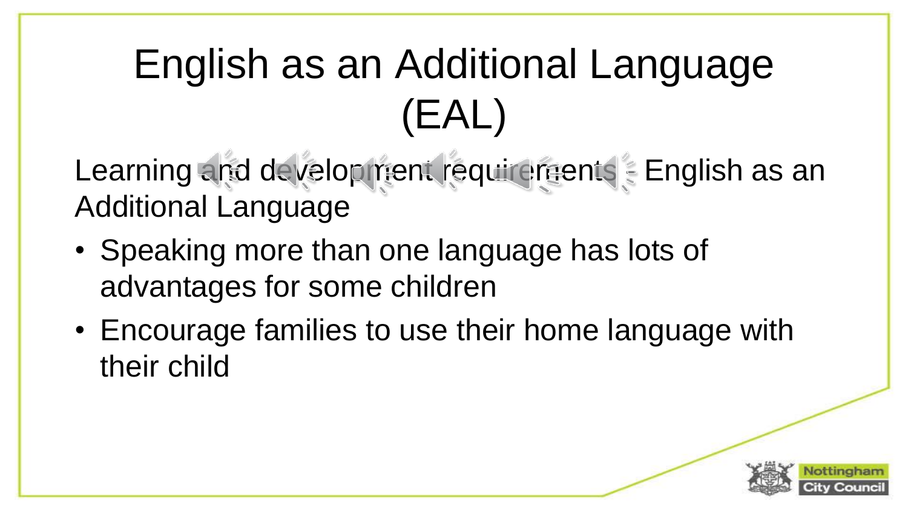# English as an Additional Language (EAL)

Learning and development requirements - English as an Additional Language

- Speaking more than one language has lots of advantages for some children
- Encourage families to use their home language with their child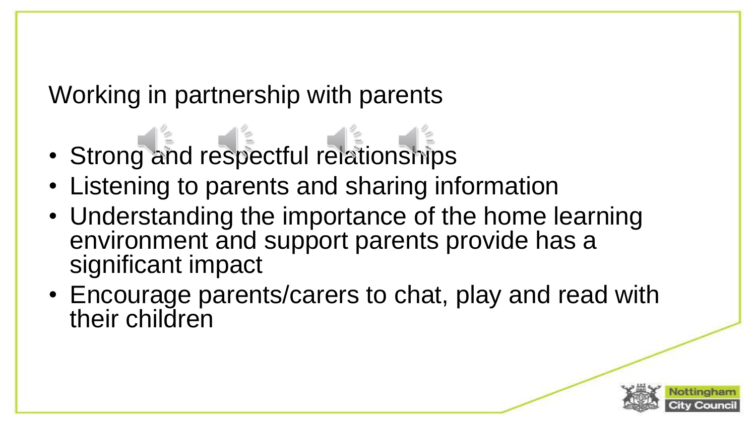## Working in partnership with parents

- Strong and respectful relationships
- Listening to parents and sharing information
- Understanding the importance of the home learning environment and support parents provide has a significant impact
- Encourage parents/carers to chat, play and read with their children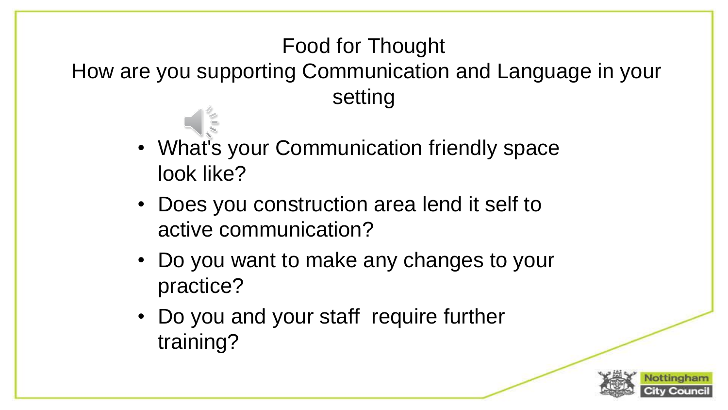# Food for Thought

## How are you supporting Communication and Language in your setting

- What's your Communication friendly space look like?
- Does you construction area lend it self to active communication?
- Do you want to make any changes to your practice?
- Do you and your staff  require further training?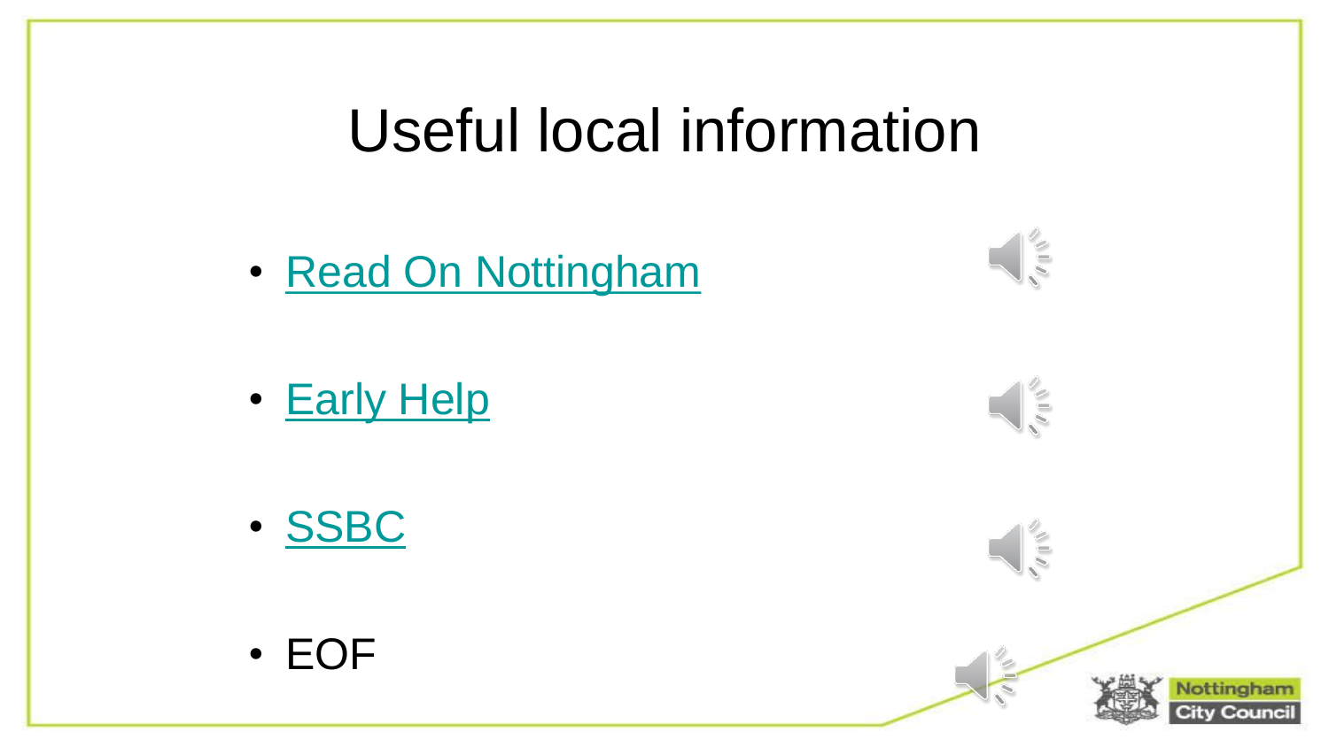# Useful local information

- Read On Nottingham
- Early Help
- SSBC
- EOF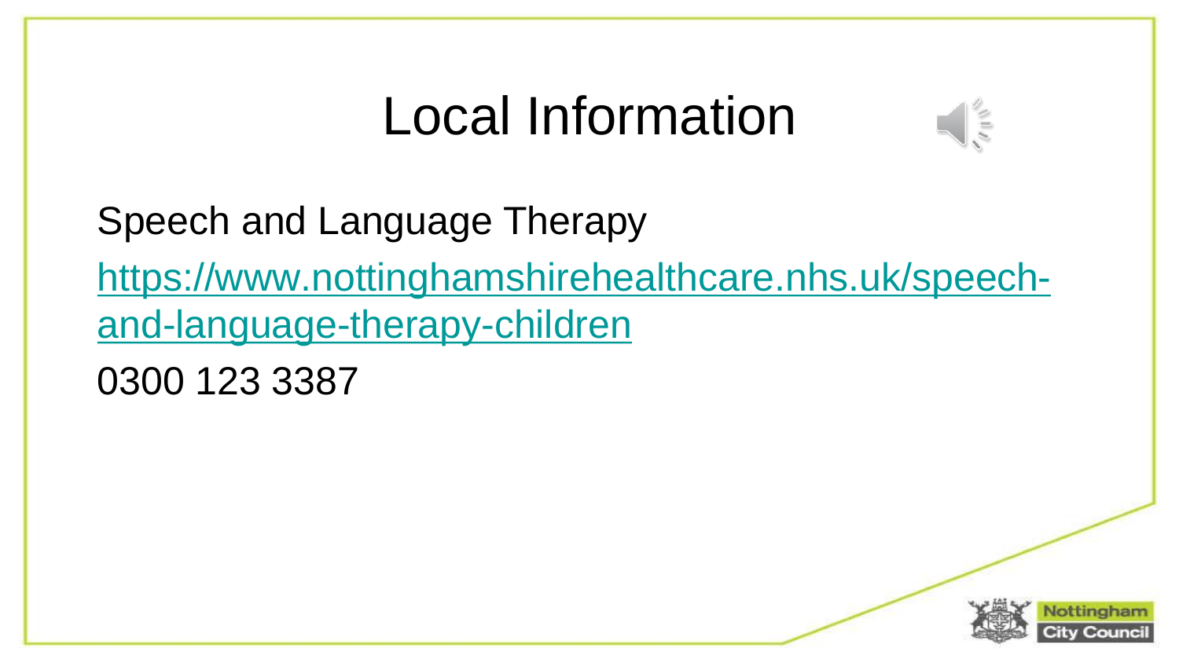# Local Information

Speech and Language Therapy

[https://www.nottinghamshirehealthcare.nhs.uk/speech-and-language-therapy-children](https://www.nottinghamshirehealthcare.nhs.uk/speech-and-language-therapy-children)

0300 123 3387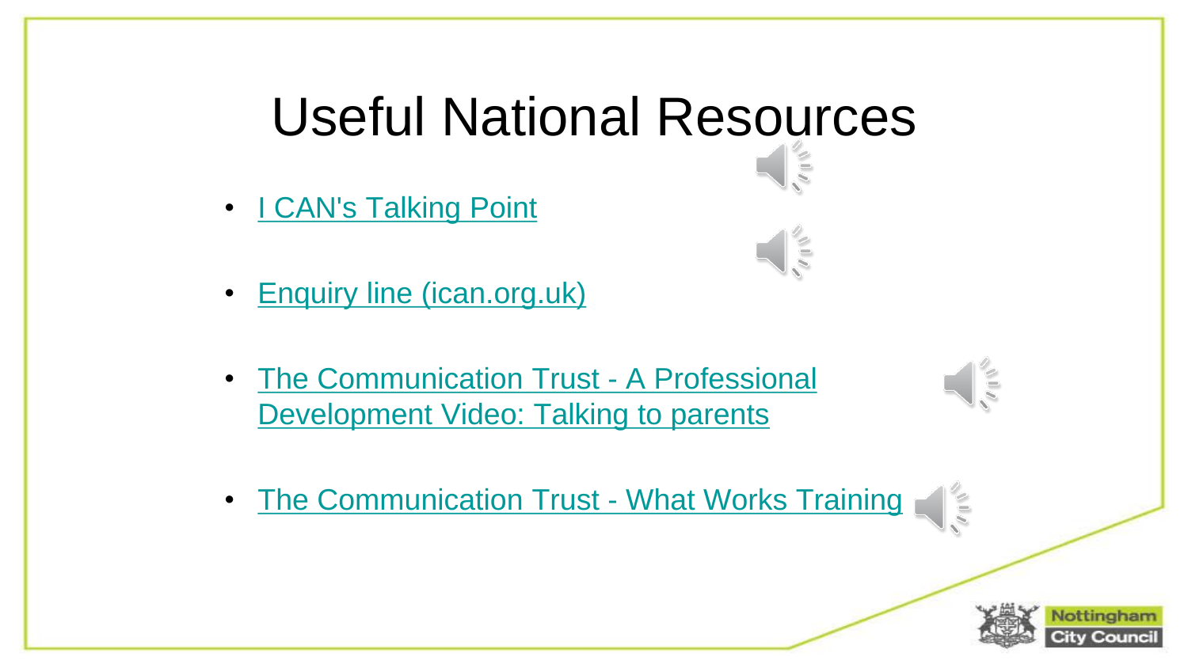# Useful National Resources

- I CAN's Talking Point
- Enquiry line (ican.org.uk)
- The Communication Trust - A Professional Development Video: Talking to parents
- The Communication Trust - What Works Training